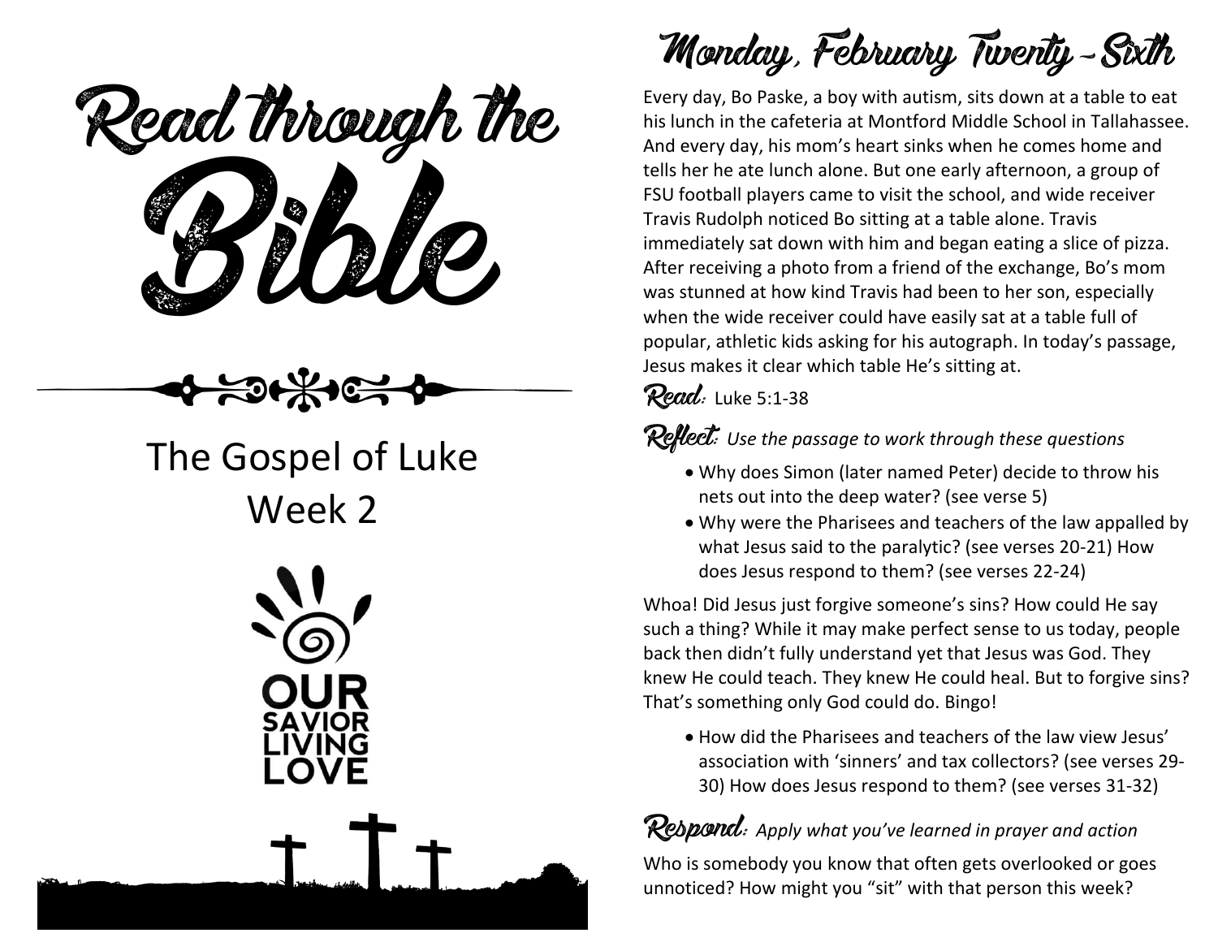# Read through the Bible

## The Gospel of Luke
## Week 2

OUR SAVIOR LIVING LOVE

# Monday, February Twenty-Sixth

Every day, Bo Paske, a boy with autism, sits down at a table to eat his lunch in the cafeteria at Montford Middle School in Tallahassee. And every day, his mom's heart sinks when he comes home and tells her he ate lunch alone. But one early afternoon, a group of FSU football players came to visit the school, and wide receiver Travis Rudolph noticed Bo sitting at a table alone. Travis immediately sat down with him and began eating a slice of pizza. After receiving a photo from a friend of the exchange, Bo's mom was stunned at how kind Travis had been to her son, especially when the wide receiver could have easily sat at a table full of popular, athletic kids asking for his autograph. In today's passage, Jesus makes it clear which table He's sitting at.

**Read:** Luke 5:1-38

**Reflect:** *Use the passage to work through these questions*

- Why does Simon (later named Peter) decide to throw his nets out into the deep water? (see verse 5)
- Why were the Pharisees and teachers of the law appalled by what Jesus said to the paralytic? (see verses 20-21) How does Jesus respond to them? (see verses 22-24)

Whoa! Did Jesus just forgive someone's sins? How could He say such a thing? While it may make perfect sense to us today, people back then didn't fully understand yet that Jesus was God. They knew He could teach. They knew He could heal. But to forgive sins? That's something only God could do. Bingo!

- How did the Pharisees and teachers of the law view Jesus' association with 'sinners' and tax collectors? (see verses 29-30) How does Jesus respond to them? (see verses 31-32)

**Respond:** *Apply what you've learned in prayer and action*

Who is somebody you know that often gets overlooked or goes unnoticed? How might you "sit" with that person this week?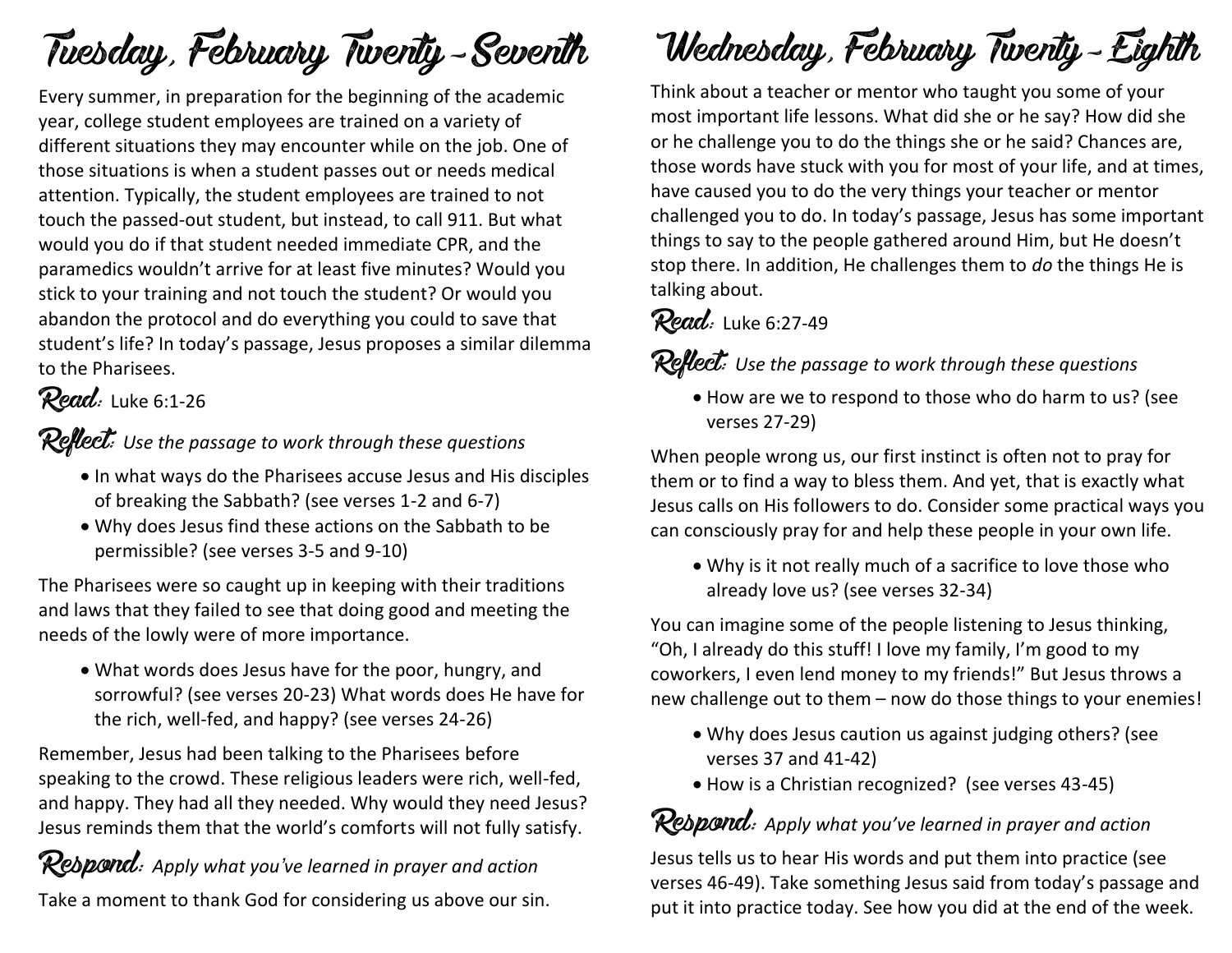# Tuesday, February Twenty-Seventh

Every summer, in preparation for the beginning of the academic year, college student employees are trained on a variety of different situations they may encounter while on the job. One of those situations is when a student passes out or needs medical attention. Typically, the student employees are trained to not touch the passed-out student, but instead, to call 911. But what would you do if that student needed immediate CPR, and the paramedics wouldn't arrive for at least five minutes? Would you stick to your training and not touch the student? Or would you abandon the protocol and do everything you could to save that student's life? In today's passage, Jesus proposes a similar dilemma to the Pharisees.

**Read:** Luke 6:1-26

**Reflect:** *Use the passage to work through these questions*

- In what ways do the Pharisees accuse Jesus and His disciples of breaking the Sabbath? (see verses 1-2 and 6-7)
- Why does Jesus find these actions on the Sabbath to be permissible? (see verses 3-5 and 9-10)

The Pharisees were so caught up in keeping with their traditions and laws that they failed to see that doing good and meeting the needs of the lowly were of more importance.

- What words does Jesus have for the poor, hungry, and sorrowful? (see verses 20-23) What words does He have for the rich, well-fed, and happy? (see verses 24-26)

Remember, Jesus had been talking to the Pharisees before speaking to the crowd. These religious leaders were rich, well-fed, and happy. They had all they needed. Why would they need Jesus? Jesus reminds them that the world's comforts will not fully satisfy.

**Respond:** *Apply what you've learned in prayer and action*

Take a moment to thank God for considering us above our sin.

# Wednesday, February Twenty-Eighth

Think about a teacher or mentor who taught you some of your most important life lessons. What did she or he say? How did she or he challenge you to do the things she or he said? Chances are, those words have stuck with you for most of your life, and at times, have caused you to do the very things your teacher or mentor challenged you to do. In today's passage, Jesus has some important things to say to the people gathered around Him, but He doesn't stop there. In addition, He challenges them to *do* the things He is talking about.

**Read:** Luke 6:27-49

**Reflect:** *Use the passage to work through these questions*

- How are we to respond to those who do harm to us? (see verses 27-29)

When people wrong us, our first instinct is often not to pray for them or to find a way to bless them. And yet, that is exactly what Jesus calls on His followers to do. Consider some practical ways you can consciously pray for and help these people in your own life.

- Why is it not really much of a sacrifice to love those who already love us? (see verses 32-34)

You can imagine some of the people listening to Jesus thinking, "Oh, I already do this stuff! I love my family, I'm good to my coworkers, I even lend money to my friends!" But Jesus throws a new challenge out to them – now do those things to your enemies!

- Why does Jesus caution us against judging others? (see verses 37 and 41-42)
- How is a Christian recognized? (see verses 43-45)

**Respond:** *Apply what you've learned in prayer and action*

Jesus tells us to hear His words and put them into practice (see verses 46-49). Take something Jesus said from today's passage and put it into practice today. See how you did at the end of the week.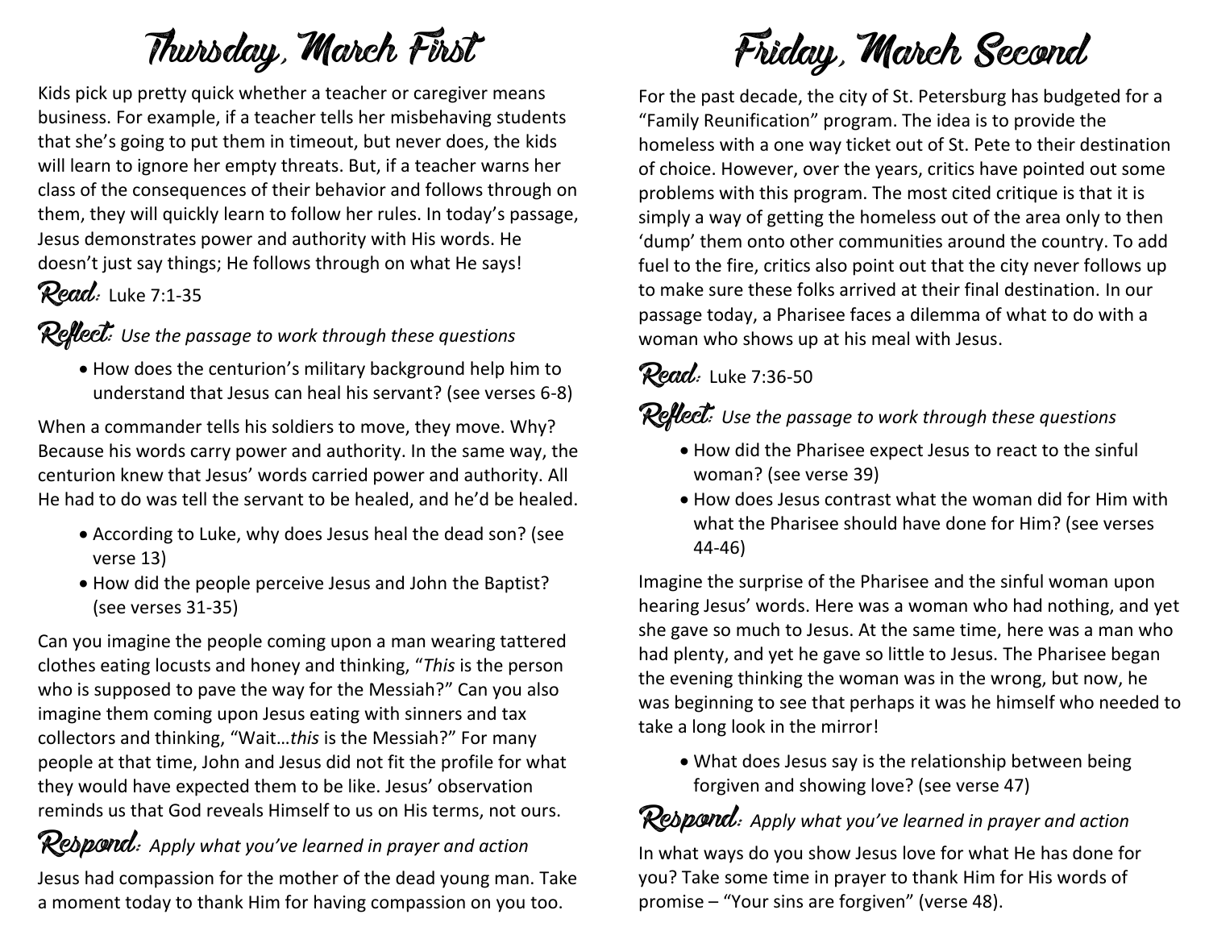# Thursday, March First

Kids pick up pretty quick whether a teacher or caregiver means business. For example, if a teacher tells her misbehaving students that she's going to put them in timeout, but never does, the kids will learn to ignore her empty threats. But, if a teacher warns her class of the consequences of their behavior and follows through on them, they will quickly learn to follow her rules. In today's passage, Jesus demonstrates power and authority with His words. He doesn't just say things; He follows through on what He says!

**Read:** Luke 7:1-35

**Reflect:** *Use the passage to work through these questions*

- How does the centurion's military background help him to understand that Jesus can heal his servant? (see verses 6-8)

When a commander tells his soldiers to move, they move. Why? Because his words carry power and authority. In the same way, the centurion knew that Jesus' words carried power and authority. All He had to do was tell the servant to be healed, and he'd be healed.

- According to Luke, why does Jesus heal the dead son? (see verse 13)
- How did the people perceive Jesus and John the Baptist? (see verses 31-35)

Can you imagine the people coming upon a man wearing tattered clothes eating locusts and honey and thinking, "*This* is the person who is supposed to pave the way for the Messiah?" Can you also imagine them coming upon Jesus eating with sinners and tax collectors and thinking, "Wait…*this* is the Messiah?" For many people at that time, John and Jesus did not fit the profile for what they would have expected them to be like. Jesus' observation reminds us that God reveals Himself to us on His terms, not ours.

**Respond:** *Apply what you've learned in prayer and action*

Jesus had compassion for the mother of the dead young man. Take a moment today to thank Him for having compassion on you too.

# Friday, March Second

For the past decade, the city of St. Petersburg has budgeted for a "Family Reunification" program. The idea is to provide the homeless with a one way ticket out of St. Pete to their destination of choice. However, over the years, critics have pointed out some problems with this program. The most cited critique is that it is simply a way of getting the homeless out of the area only to then 'dump' them onto other communities around the country. To add fuel to the fire, critics also point out that the city never follows up to make sure these folks arrived at their final destination. In our passage today, a Pharisee faces a dilemma of what to do with a woman who shows up at his meal with Jesus.

**Read:** Luke 7:36-50

**Reflect:** *Use the passage to work through these questions*

- How did the Pharisee expect Jesus to react to the sinful woman? (see verse 39)
- How does Jesus contrast what the woman did for Him with what the Pharisee should have done for Him? (see verses 44-46)

Imagine the surprise of the Pharisee and the sinful woman upon hearing Jesus' words. Here was a woman who had nothing, and yet she gave so much to Jesus. At the same time, here was a man who had plenty, and yet he gave so little to Jesus. The Pharisee began the evening thinking the woman was in the wrong, but now, he was beginning to see that perhaps it was he himself who needed to take a long look in the mirror!

- What does Jesus say is the relationship between being forgiven and showing love? (see verse 47)

**Respond:** *Apply what you've learned in prayer and action*

In what ways do you show Jesus love for what He has done for you? Take some time in prayer to thank Him for His words of promise – "Your sins are forgiven" (verse 48).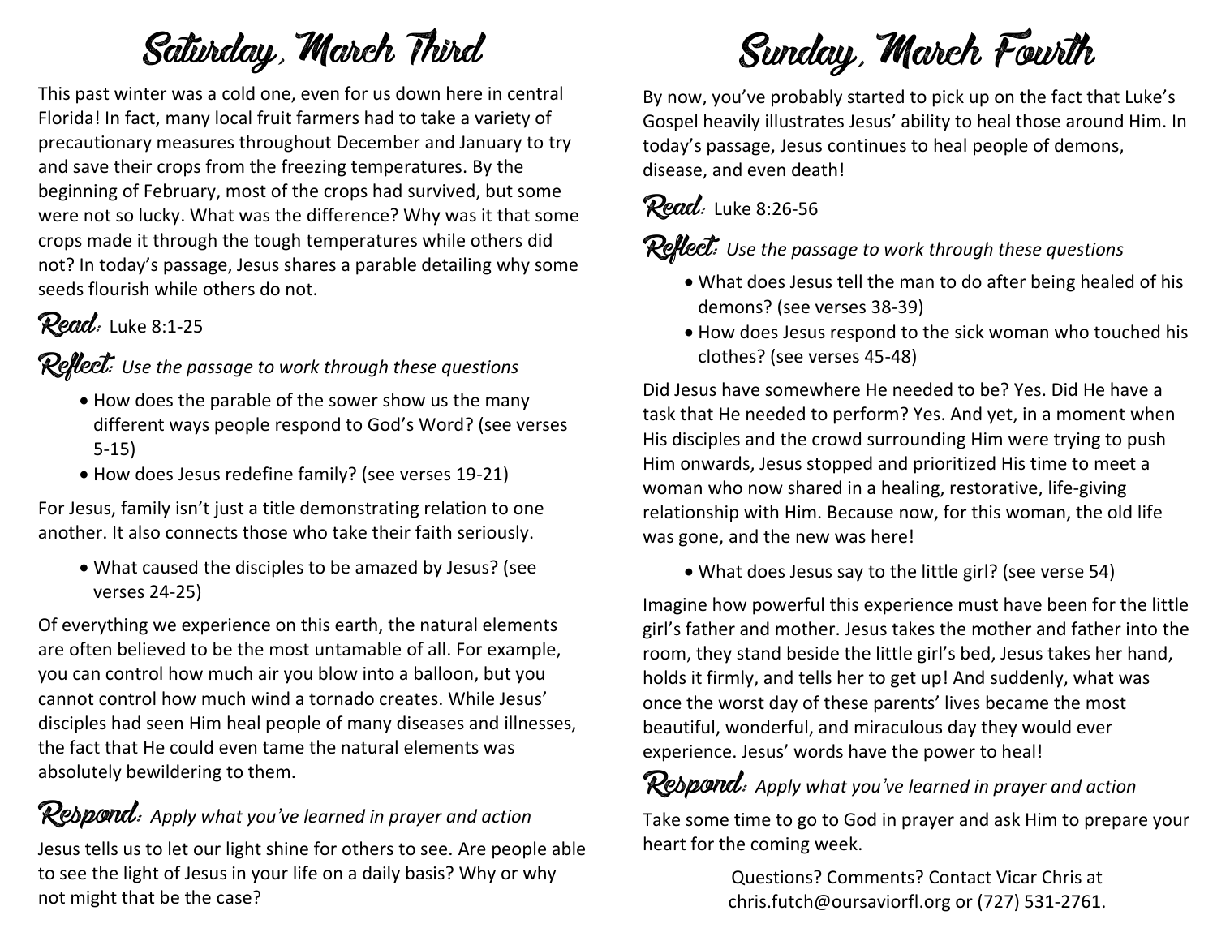# Saturday, March Third

This past winter was a cold one, even for us down here in central Florida! In fact, many local fruit farmers had to take a variety of precautionary measures throughout December and January to try and save their crops from the freezing temperatures. By the beginning of February, most of the crops had survived, but some were not so lucky. What was the difference? Why was it that some crops made it through the tough temperatures while others did not? In today's passage, Jesus shares a parable detailing why some seeds flourish while others do not.

**Read:** Luke 8:1-25

**Reflect:** *Use the passage to work through these questions*

- How does the parable of the sower show us the many different ways people respond to God's Word? (see verses 5-15)
- How does Jesus redefine family? (see verses 19-21)

For Jesus, family isn't just a title demonstrating relation to one another. It also connects those who take their faith seriously.

- What caused the disciples to be amazed by Jesus? (see verses 24-25)

Of everything we experience on this earth, the natural elements are often believed to be the most untamable of all. For example, you can control how much air you blow into a balloon, but you cannot control how much wind a tornado creates. While Jesus' disciples had seen Him heal people of many diseases and illnesses, the fact that He could even tame the natural elements was absolutely bewildering to them.

**Respond:** *Apply what you've learned in prayer and action*

Jesus tells us to let our light shine for others to see. Are people able to see the light of Jesus in your life on a daily basis? Why or why not might that be the case?

# Sunday, March Fourth

By now, you've probably started to pick up on the fact that Luke's Gospel heavily illustrates Jesus' ability to heal those around Him. In today's passage, Jesus continues to heal people of demons, disease, and even death!

**Read:** Luke 8:26-56

**Reflect:** *Use the passage to work through these questions*

- What does Jesus tell the man to do after being healed of his demons? (see verses 38-39)
- How does Jesus respond to the sick woman who touched his clothes? (see verses 45-48)

Did Jesus have somewhere He needed to be? Yes. Did He have a task that He needed to perform? Yes. And yet, in a moment when His disciples and the crowd surrounding Him were trying to push Him onwards, Jesus stopped and prioritized His time to meet a woman who now shared in a healing, restorative, life-giving relationship with Him. Because now, for this woman, the old life was gone, and the new was here!

- What does Jesus say to the little girl? (see verse 54)

Imagine how powerful this experience must have been for the little girl's father and mother. Jesus takes the mother and father into the room, they stand beside the little girl's bed, Jesus takes her hand, holds it firmly, and tells her to get up! And suddenly, what was once the worst day of these parents' lives became the most beautiful, wonderful, and miraculous day they would ever experience. Jesus' words have the power to heal!

**Respond:** *Apply what you've learned in prayer and action*

Take some time to go to God in prayer and ask Him to prepare your heart for the coming week.

Questions? Comments? Contact Vicar Chris at chris.futch@oursaviorfl.org or (727) 531-2761.